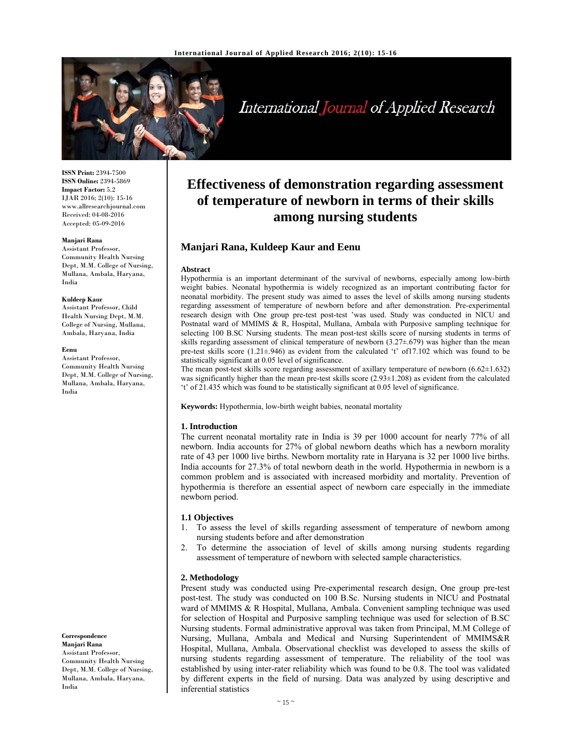# Effectiveness of demonstration regarding assessment of temperature of newborn in terms of their skills among nursing students

**Manjari Rana, Kuldeep Kaur and Eenu**

**ISSN Print:** 2394-7500
**ISSN Online:** 2394-5869
**Impact Factor:** 5.2
IJAR 2016; 2(10): 15-16
www.allresearchjournal.com
Received: 04-08-2016
Accepted: 05-09-2016

**Manjari Rana**
Assistant Professor, Community Health Nursing Dept, M.M. College of Nursing, Mullana, Ambala, Haryana, India

**Kuldeep Kaur**
Assistant Professor, Child Health Nursing Dept, M.M. College of Nursing, Mullana, Ambala, Haryana, India

**Eenu**
Assistant Professor, Community Health Nursing Dept, M.M. College of Nursing, Mullana, Ambala, Haryana, India

**Correspondence**
**Manjari Rana**
Assistant Professor, Community Health Nursing Dept, M.M. College of Nursing, Mullana, Ambala, Haryana, India

### Abstract

Hypothermia is an important determinant of the survival of newborns, especially among low-birth weight babies. Neonatal hypothermia is widely recognized as an important contributing factor for neonatal morbidity. The present study was aimed to asses the level of skills among nursing students regarding assessment of temperature of newborn before and after demonstration. Pre-experimental research design with One group pre-test post-test 'was used. Study was conducted in NICU and Postnatal ward of MMIMS & R, Hospital, Mullana, Ambala with Purposive sampling technique for selecting 100 B.SC Nursing students. The mean post-test skills score of nursing students in terms of skills regarding assessment of clinical temperature of newborn (3.27±.679) was higher than the mean pre-test skills score (1.21±.946) as evident from the calculated 't' of17.102 which was found to be statistically significant at 0.05 level of significance.

The mean post-test skills score regarding assessment of axillary temperature of newborn (6.62±1.632) was significantly higher than the mean pre-test skills score (2.93±1.208) as evident from the calculated 't' of 21.435 which was found to be statistically significant at 0.05 level of significance.

**Keywords:** Hypothermia, low-birth weight babies, neonatal mortality

### 1. Introduction

The current neonatal mortality rate in India is 39 per 1000 account for nearly 77% of all newborn. India accounts for 27% of global newborn deaths which has a newborn morality rate of 43 per 1000 live births. Newborn mortality rate in Haryana is 32 per 1000 live births. India accounts for 27.3% of total newborn death in the world. Hypothermia in newborn is a common problem and is associated with increased morbidity and mortality. Prevention of hypothermia is therefore an essential aspect of newborn care especially in the immediate newborn period.

#### 1.1 Objectives

1. To assess the level of skills regarding assessment of temperature of newborn among nursing students before and after demonstration
2. To determine the association of level of skills among nursing students regarding assessment of temperature of newborn with selected sample characteristics.

### 2. Methodology

Present study was conducted using Pre-experimental research design, One group pre-test post-test. The study was conducted on 100 B.Sc. Nursing students in NICU and Postnatal ward of MMIMS & R Hospital, Mullana, Ambala. Convenient sampling technique was used for selection of Hospital and Purposive sampling technique was used for selection of B.SC Nursing students. Formal administrative approval was taken from Principal, M.M College of Nursing, Mullana, Ambala and Medical and Nursing Superintendent of MMIMS&R Hospital, Mullana, Ambala. Observational checklist was developed to assess the skills of nursing students regarding assessment of temperature. The reliability of the tool was established by using inter-rater reliability which was found to be 0.8. The tool was validated by different experts in the field of nursing. Data was analyzed by using descriptive and inferential statistics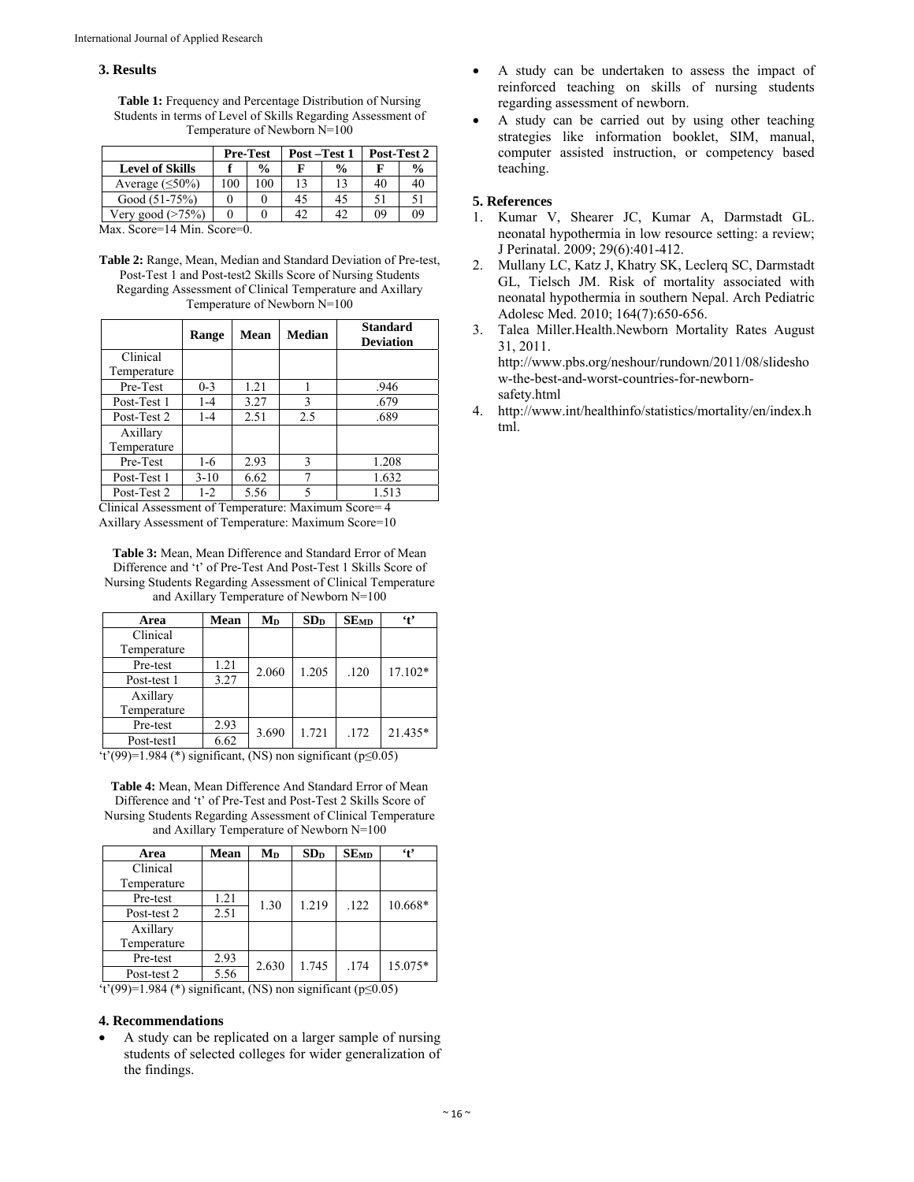## 3. Results

**Table 1:** Frequency and Percentage Distribution of Nursing Students in terms of Level of Skills Regarding Assessment of Temperature of Newborn N=100

| | Pre-Test | | Post –Test 1 | | Post-Test 2 | |
|---|---|---|---|---|---|---|
| **Level of Skills** | **f** | **%** | **F** | **%** | **F** | **%** |
| Average (≤50%) | 100 | 100 | 13 | 13 | 40 | 40 |
| Good (51-75%) | 0 | 0 | 45 | 45 | 51 | 51 |
| Very good (>75%) | 0 | 0 | 42 | 42 | 09 | 09 |

Max. Score=14 Min. Score=0.

**Table 2:** Range, Mean, Median and Standard Deviation of Pre-test, Post-Test 1 and Post-test2 Skills Score of Nursing Students Regarding Assessment of Clinical Temperature and Axillary Temperature of Newborn N=100

| | Range | Mean | Median | Standard Deviation |
|---|---|---|---|---|
| Clinical Temperature | | | | |
| Pre-Test | 0-3 | 1.21 | 1 | .946 |
| Post-Test 1 | 1-4 | 3.27 | 3 | .679 |
| Post-Test 2 | 1-4 | 2.51 | 2.5 | .689 |
| Axillary Temperature | | | | |
| Pre-Test | 1-6 | 2.93 | 3 | 1.208 |
| Post-Test 1 | 3-10 | 6.62 | 7 | 1.632 |
| Post-Test 2 | 1-2 | 5.56 | 5 | 1.513 |

Clinical Assessment of Temperature: Maximum Score= 4
Axillary Assessment of Temperature: Maximum Score=10

**Table 3:** Mean, Mean Difference and Standard Error of Mean Difference and 't' of Pre-Test And Post-Test 1 Skills Score of Nursing Students Regarding Assessment of Clinical Temperature and Axillary Temperature of Newborn N=100

| Area | Mean | $M_D$ | $SD_D$ | $SE_{MD}$ | 't' |
|---|---|---|---|---|---|
| Clinical Temperature | | | | | |
| Pre-test | 1.21 | 2.060 | 1.205 | .120 | 17.102* |
| Post-test 1 | 3.27 | | | | |
| Axillary Temperature | | | | | |
| Pre-test | 2.93 | 3.690 | 1.721 | .172 | 21.435* |
| Post-test1 | 6.62 | | | | |

't'(99)=1.984 (*) significant, (NS) non significant ($p \leq 0.05$)

**Table 4:** Mean, Mean Difference And Standard Error of Mean Difference and 't' of Pre-Test and Post-Test 2 Skills Score of Nursing Students Regarding Assessment of Clinical Temperature and Axillary Temperature of Newborn N=100

| Area | Mean | $M_D$ | $SD_D$ | $SE_{MD}$ | 't' |
|---|---|---|---|---|---|
| Clinical Temperature | | | | | |
| Pre-test | 1.21 | 1.30 | 1.219 | .122 | 10.668* |
| Post-test 2 | 2.51 | | | | |
| Axillary Temperature | | | | | |
| Pre-test | 2.93 | 2.630 | 1.745 | .174 | 15.075* |
| Post-test 2 | 5.56 | | | | |

't'(99)=1.984 (*) significant, (NS) non significant ($p \leq 0.05$)

## 4. Recommendations

- A study can be replicated on a larger sample of nursing students of selected colleges for wider generalization of the findings.
- A study can be undertaken to assess the impact of reinforced teaching on skills of nursing students regarding assessment of newborn.
- A study can be carried out by using other teaching strategies like information booklet, SIM, manual, computer assisted instruction, or competency based teaching.

## 5. References

1. Kumar V, Shearer JC, Kumar A, Darmstadt GL. neonatal hypothermia in low resource setting: a review; J Perinatal. 2009; 29(6):401-412.
2. Mullany LC, Katz J, Khatry SK, Leclerq SC, Darmstadt GL, Tielsch JM. Risk of mortality associated with neonatal hypothermia in southern Nepal. Arch Pediatric Adolesc Med. 2010; 164(7):650-656.
3. Talea Miller.Health.Newborn Mortality Rates August 31, 2011. http://www.pbs.org/neshour/rundown/2011/08/slideshow-the-best-and-worst-countries-for-newborn-safety.html
4. http://www.int/healthinfo/statistics/mortality/en/index.html.